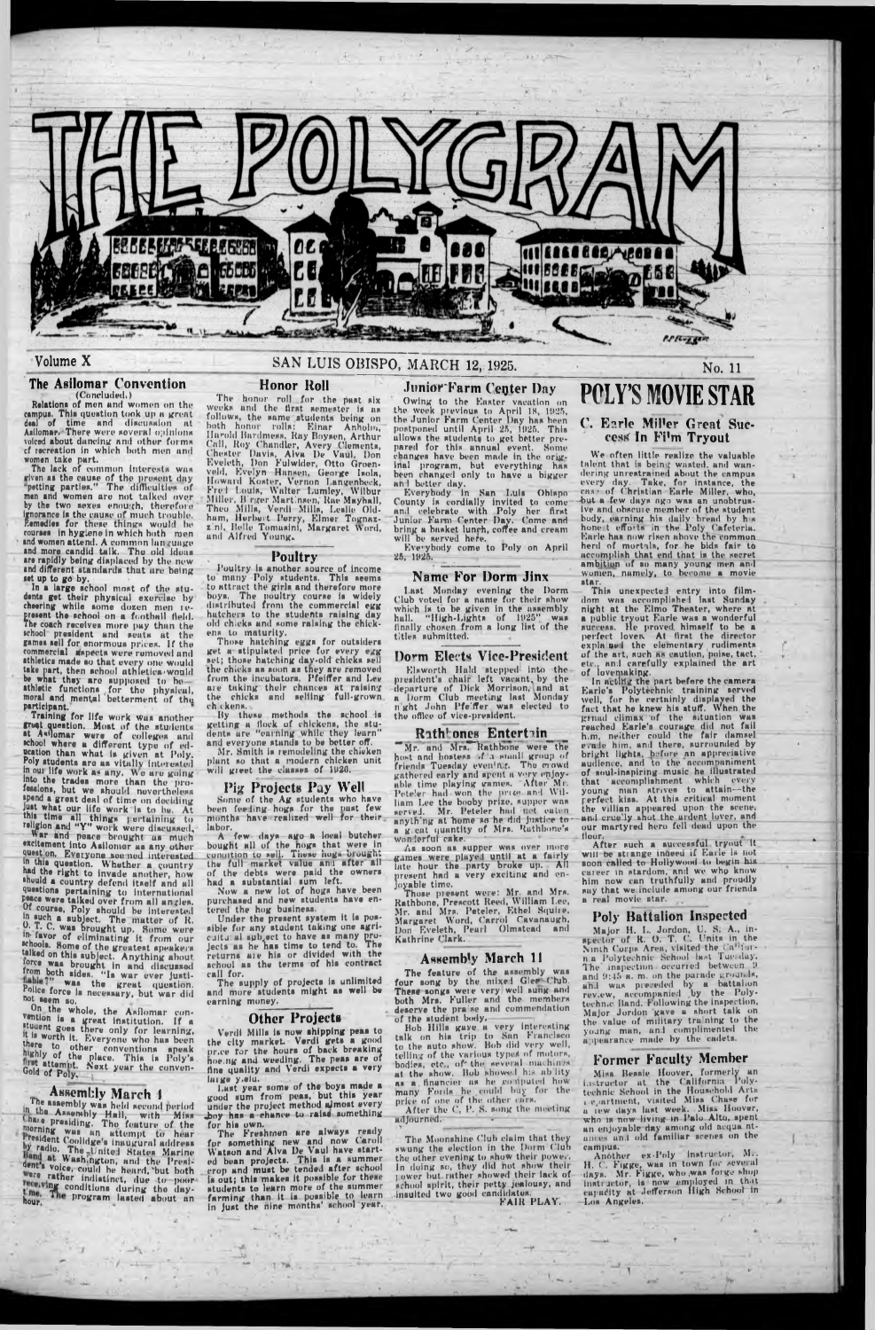# THE POLYGRAM

Volume X — SAN LUIS OBISPO, MARCH 12, 1925. — No. 11

## The Asilomar Convention

(Concluded.)

Relations of men and women on the campus. This question took up a great deal of time and discussion at Asilomar. There were several opinions voiced about dancing and other forms of recreation in which both men and women take part.

The lack of common interests was given as the cause of the present day "petting parties." The difficulties of men and women are not talked over by the two sexes enough, therefore ignorance is the cause of much trouble. Remedies for these things would be courses in hygiene in which both men and women attend. A common language and more candid talk. The old ideas are rapidly being displaced by the new and different standards that are being set up to go by.

In a large school most of the students get their physical exercise by cheering while some dozen men represent the school on a football field. The coach receives more pay than the school president and seats at the games sell for enormous prices. If the commercial aspects were removed and athletics made so that every one would take part, then school athletics would be what they are supposed to be—athletic functions for the physical, moral and mental betterment of the participant.

Training for life work was another great question. Most of the students at Asilomar were of colleges and school where a different type of education than what is given at Poly. Poly students are as vitally interested in our life work as any. We are going into the trades more than the professions, but we should nevertheless spend a great deal of time on deciding just what our life work is to be. At this time all things pertaining to religion and "Y" work were discussed.

War and peace brought as much excitement into Asilomar as any other question. Everyone seemed interested in this question. Whether a country had the right to invade another, how should a country defend itself and all questions pertaining to international peace were talked over from all angles. Of course, Poly should be interested in such a subject. The matter of R. O. T. C. was brought up. Some were in favor of eliminating it from our schools. Some of the greatest speakers talked on this subject. Anything about force was brought in and discussed from both sides. "Is war ever justifiable?" was the great question. Police force is necessary, but war did not seem so.

On the whole, the Asilomar convention is a great institution. If a student goes there only for learning, it is worth it. Everyone who has been there to other conventions speak highly of the place. This is Poly's first attempt. Next year the convention will be at the Gold of Poly.

## Assembly March 4

The assembly was held second period in the Assembly Hall, with Miss Chase presiding. The feature of the morning was an attempt to hear President Coolidge's inaugural address by radio. The United States Marine Band at Washington, and the President's voice, could be heard, but both were rather indistinct, due to poor receiving conditions during the daytime. The program lasted about an hour.

## Honor Roll

The honor roll for the past six weeks and the first semester is as follows, the same students being on both honor rolls: Einar Anholm, Harold Bardmess, Ray Boysen, Arthur Call, Roy Chandler, Avery Clements, Chester Davis, Alva De Vaul, Don Eveleth, Don Fulwider, Otto Groenveld, Evelyn Hansen, George Isola, Howard Koster, Vernon Langenbeck, Fred Louis, Walter Lumley, Wilbur Miller, Roger Martinsen, Rae Mayhall, Theo Mills, Verdi Mills, Leslie Oldham, Herbert Perry, Elmer Tognazzini, Belle Tomasini, Margaret Word, and Alfred Young.

## Poultry

Poultry is another source of income to many Poly students. This seems to attract the girls and therefore more boys. The poultry course is widely distributed from the commercial egg hatchers to the students raising day old chicks and some raising the chickens to maturity.

Those hatching eggs for outsiders get a stipulated price for every egg set; those hatching day-old chicks sell the chicks as soon as they are removed from the incubators. Pfeiffer and Lee are taking their chances at raising the chicks and selling full-grown chickens.

By these methods the school is getting a flock of chickens, the students are "earning while they learn" and everyone stands to be better off.

Mr. Smith is remodeling the chicken plant so that a modern chicken unit will greet the classes of 1926.

## Pig Projects Pay Well

Some of the Ag students who have been feeding hogs for the past few months have realized well for their labor.

A few days ago a local butcher bought all of the hogs that were in condition to sell. These hogs brought the full market value and after all of the debts were paid the owners had a substantial sum left.

Now a new lot of hogs have been purchased and new students have entered the hog business.

Under the present system it is possible for any student taking one agricultural subject to have as many projects as he has time to tend to. The returns are his or divided with the school as the terms of his contract call for.

The supply of projects is unlimited and more students might as well be earning money.

## Other Projects

Verdi Mills is now shipping peas to the city market. Verdi gets a good price for the hours of back breaking hoeing and weeding. The peas are of fine quality and Verdi expects a very large yield.

Last year some of the boys made a good sum from peas, but this year under the project method almost every boy has a chance to raise something for his own.

The Freshmen are always ready for something new and now Caroll Watson and Alva De Vaul have started bean projects. This is a summer crop and must be tended after school is out; this makes it possible for these students to learn more of the summer farming than it is possible to learn in just the nine months' school year.

## Junior Farm Center Day

Owing to the Easter vacation on the week previous to April 18, 1925, the Junior Farm Center Day has been postponed until April 25, 1925. This allows the students to get better prepared for this annual event. Some changes have been made in the original program, but everything has been changed only to have a bigger and better day.

Everybody in San Luis Obispo County is cordially invited to come and celebrate with Poly her first Junior Farm Center Day. Come and bring a basket lunch, coffee and cream will be served here.

Everybody come to Poly on April 25, 1925.

## Name For Dorm Jinx

Last Monday evening the Dorm Club voted for a name for their show which is to be given in the assembly hall. "High-Lights of 1925" was finally chosen from a long list of the titles submitted.

## Dorm Elects Vice-President

Elsworth Hald stepped into the president's chair left vacant by the departure of Dick Morrison, and at a Dorm Club meeting last Monday night John Pfeiffer was elected to the office of vice-president.

## Rathbones Entertain

Mr. and Mrs. Rathbone were the host and hostess of a small group of friends Tuesday evening. The crowd gathered early and spent a very enjoyable time playing games. After Mr. Peteler had won the prize and William Lee the booby prize, supper was served. Mr. Peteler had not eaten anything at home so he did justice to a great quantity of Mrs. Rathbone's wonderful cake.

As soon as supper was over more games were played until at a fairly late hour the party broke up. All present had a very exciting and enjoyable time.

Those present were: Mr. and Mrs. Rathbone, Prescott Reed, William Lee, Mr. and Mrs. Peteler, Ethel Squire, Margaret Word, Carrol Cavanaugh, Don Eveleth, Pearl Olmstead and Kathrine Clark.

## Assembly March 11

The feature of the assembly was four song by the mixed Glee Club. These songs were very well sung and both Mrs. Fuller and the members deserve the praise and commendation of the student body.

Bob Hills gave a very interesting talk on his trip to San Francisco to the auto show. Bob did very well, telling of the various types of motors, bodies, etc., of the several machines at the show. Bob showed his ability as a financier as he computed how many Fords he could buy for the price of one of the other cars.

After the C. P. S. song the meeting adjourned.

The Moonshine Club claim that they swung the election in the Dorm Club the other evening to show their power. In doing so, they did not show their power but rather showed their lack of school spirit, their petty jealousy, and insulted two good candidates.

FAIR PLAY.

# POLY'S MOVIE STAR

## C. Earle Miller Great Success In Film Tryout

We often little realize the valuable talent that is being wasted, and wandering unrestrained about the campus every day. Take, for instance, the case of Christian Earle Miller, who, but a few days ago was an unobtrusive and obscure member of the student body, earning his daily bread by his honest efforts in the Poly Cafeteria. Earle has now risen above the common herd of mortals, for he bids fair to accomplish that end that is the secret ambition of so many young men and women, namely, to become a movie star.

This unexpected entry into filmdom was accomplished last Sunday night at the Elmo Theater, where at a public tryout Earle was a wonderful success. He proved himself to be a perfect lover. At first the director explained the elementary rudiments of the art, such as caution, poise, tact, etc., and carefully explained the art of lovemaking.

In acting the part before the camera Earle's Polytechnic training served well, for he certainly displayed the fact that he knew his stuff. When the grand climax of the situation was reached Earle's courage did not fail him, neither could the fair damsel evade him, and there, surrounded by bright lights, before an appreciative audience, and to the accompaniment of soul-inspiring music he illustrated that accomplishment which every young man strives to attain—the perfect kiss. At this critical moment the villian appeared upon the scene, and cruelly shot the ardent lover, and our martyred hero fell dead upon the floor.

After such a successful tryout it will be strange indeed if Earle is not soon called to Hollywood to begin his career in stardom, and we who know him now can truthfully and proudly say that we include among our friends a real movie star.

## Poly Battalion Inspected

Major H. L. Jordon, U. S. A., inspector of R. O. T. C. Units in the Ninth Corps Area, visited the California Polytechnic School last Tuesday. The inspection occurred between 9 and 9:45 a. m. on the parade grounds, and was preceded by a battalion review, accompanied by the Polytechnic Band. Following the inspection, Major Jordon gave a short talk on the value of military training to the young man, and complimented the appearance made by the cadets.

## Former Faculty Member

Miss Bessie Hoover, formerly an instructor at the California Polytechnic School in the Household Arts department, visited Miss Chase for a few days last week. Miss Hoover, who is now living in Palo Alto, spent an enjoyable day among old acquaintances and old familiar scenes on the campus.

Another ex-Poly instructor, Mr. H. C. Figge, was in town for several days. Mr. Figge, who was forge shop instructor, is now employed in that capacity at Jefferson High School in Los Angeles.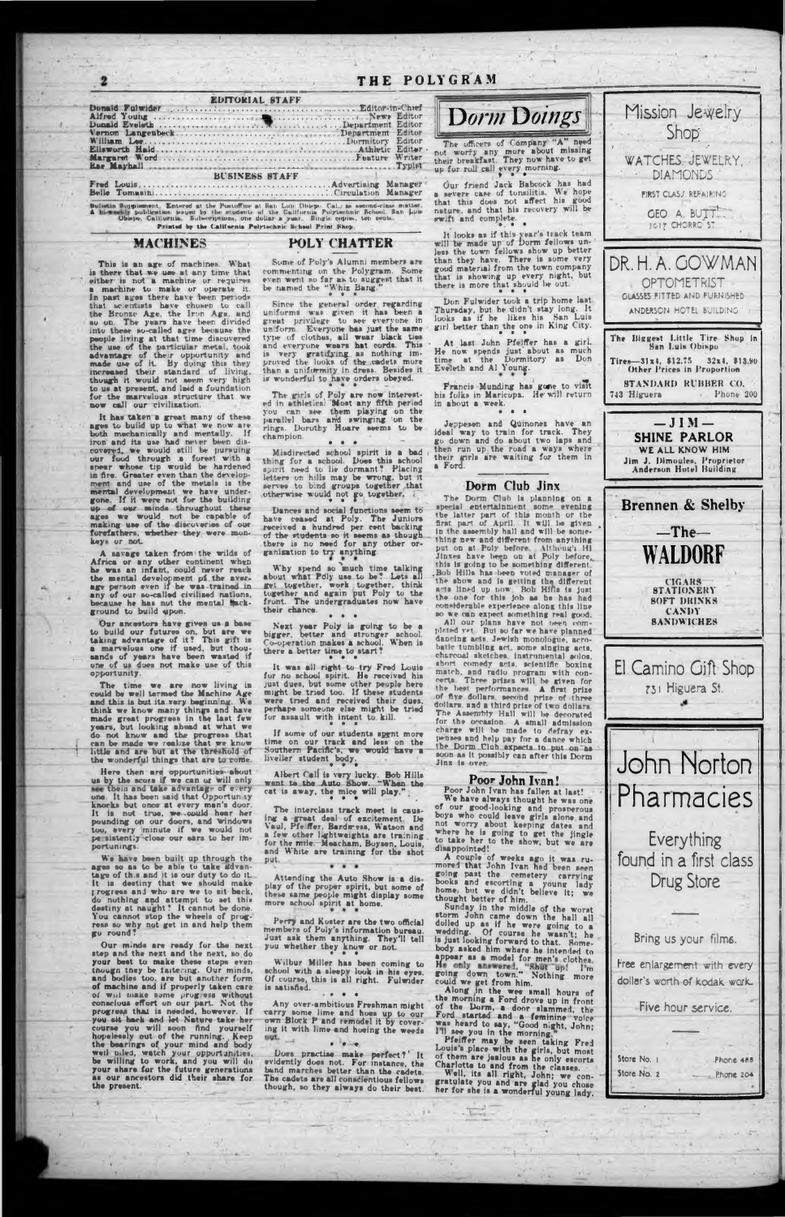## EDITORIAL STAFF

Donald Fulwider ..... Editor-in-Chief
Alfred Young ..... News Editor
Donald Eveleth ..... Department Editor
Vernon Langenbeck ..... Department Editor
William Lee ..... Dormitory Editor
Ellsworth Haid ..... Athletic Editor
Margaret Word ..... Feature Writer
Rae Mayhall ..... Typist

## BUSINESS STAFF

Fred Louis ..... Advertising Manager
Belle Tomasini ..... Circulation Manager

Bulletin Supplement. Entered at the Postoffice at San Luis Obispo, Cal., as second-class matter. A bi-weekly publication issued by the students of the California Polytechnic School, San Luis Obispo, California. Subscriptions, one dollar a year. Single copies, ten cents.

Printed by the California Polytechnic School Print Shop.

## MACHINES

This is an age of machines. What is there that we use at any time that either is not a machine or requires a machine to make or operate it. In past ages there have been periods that scientists have chosen to call the Bronze Age, the Iron Age, and so on. The years have been divided into these so-called ages because the people living at that time discovered the use of the particular metal, took advantage of their opportunity and made use of it. By doing this they increased their standard of living, though it would not seem very high to us at present, and laid a foundation for the marvelous structure that we now call our civilization.

It has taken a great many of these ages to build up to what we now are both mechanically and mentally. If iron and its use had never been discovered, we would still be pursuing our food through a forest with a spear whose tip would be hardened in fire. Greater even than the development and use of the metals is the mental development we have undergone. If it were not for the building up of our minds throughout these ages we would not be capable of making use of the discoveries of our forefathers, whether they were monkeys or not.

A savage taken from the wilds of Africa or any other continent when he was an infant, could never reach the mental development of the average person even if he was trained in any of our so-called civilized nations, because he has not the mental background to build upon.

Our ancestors have given us a base to build our futures on, but are we taking advantage of it? This gift is a marvelous one if used, but thousands of years have been wasted if one of us does not make use of this opportunity.

The time we are now living in could be well termed the Machine Age and this is but its very beginning. We think we know many things and have made great progress in the last few years, but looking ahead at what we do not know and the progress that can be made we realize that we know little and are but at the threshold of the wonderful things that are to come.

Here then are opportunities about us by the score if we can or will only see them and take advantage of every one. It has been said that Opportunity knocks but once at every man's door. It is not true, we could hear him pounding on our doors, and windows too, every minute if we would not persistently close our ears to her importunings.

We have been built up through the ages so as to be able to take advantage of this and it is our duty to do it. It is destiny that we should make progress and who are we to sit back, do nothing and attempt to set this destiny at naught? It cannot be done. You cannot stop the wheels of progress so why not get in and help them go round?

Our minds are ready for the next step and the next and the next, so do your best to make these steps even though they be faltering. Our minds, and bodies too, are but another form of machine and if properly taken care of will make some progress without conscious effort on our part. Not the progress that is needed, however. If you sit back and let Nature take her course you will soon find yourself hopelessly out of the running. Keep the bearings of your mind and body well oiled, watch your opportunities, be willing to work, and you will do your share for the future generations as our ancestors did their share for the present.

## POLY CHATTER

Some of Poly's Alumni members are commenting on the Polygram. Some even went so far as to suggest that it be named the "Whiz Bang."

Since the general order regarding uniforms was given it has been a great privilege to see everyone in uniform. Everyone has just the same type of clothes, all wear black ties and everyone wears hat cords. This is very gratifying as nothing improved the looks of the cadets more than a uniformity in dress. Besides it is wonderful to have orders obeyed.

The girls of Poly are now interested in athletics. Most any fifth period you can see them playing on the parallel bars and swinging on the rings. Dorothy Hoare seems to be champion.

Misdirected school spirit is a bad thing for a school. Does this school spirit need to lie dormant? Placing letters on hills may be wrong, but it serves to bind groups together that otherwise would not go together.

Dances and social functions seem to have ceased at Poly. The Juniors received a hundred per cent backing of the students so it seems as though there is no need for any other organization to try anything.

Why spend so much time talking about what Poly use to be? Lets all get together, work together, think together and again put Poly to the front. The undergraduates now have their chance.

Next year Poly is going to be a bigger, better and stronger school. Co-operation makes a school. When is there a better time to start?

It was all right to try Fred Louis for no school spirit. He received his just dues, but some other people here might be tried too. If these students were tried and received their dues, perhaps someone else might be tried for assault with intent to kill.

If some of our students spent more time on our track and less on the Southern Pacific's, we would have a livelier student body.

Albert Call is very lucky. Bob Hills went to the Auto Show. "When the cat is away, the mice will play."

The interclass track meet is causing a great deal of excitement. De Vaul, Pfeiffer, Bardmess, Watson and a few other lightweights are training for the mile. Meacham, Boysen, Louis, and White are training for the shot put.

Attending the Auto Show is a display of the proper spirit, but some of these same people might display some more school spirit at home.

Perry and Koster are the two official members of Poly's information bureau. Just ask them anything. They'll tell you whether they know or not.

Wilbur Miller has been coming to school with a sleepy look in his eyes. Of course, this is all right. Fulwider is satisfied.

Any over-ambitious Freshman might carry some lime and hoes up to our own Block P and remodel it by covering it with lime and hoeing the weeds out.

Does practise make perfect? It evidently does not. For instance, the band marches better than the cadets. The cadets are all conscientious fellows though, so they always do their best.

## *Dorm Doings*

The officers of Company "A" need not worry any more about missing their breakfast. They now have to get up for roll call every morning.

Our friend Jack Babcock has had a severe case of tonsilitis. We hope that this does not affect his good nature, and that his recovery will be swift and complete.

It looks as if this year's track team will be made up of Dorm fellows unless the town fellows show up better than they have. There is some very good material from the town company that is showing up every night, but there is more that should be out.

Don Fulwider took a trip home last Thursday, but he didn't stay long. It looks as if he likes his San Luis girl better than the one in King City.

At last John Pfeiffer has a girl. He now spends just about as much time at the Dormitory as Don Eveleth and Al Young.

Francis Munding has gone to visit his folks in Maricopa. He will return in about a week.

Jeppesen and Quinones have an ideal way to train for track. They go down and do about two laps and then run up the road a ways where their girls are waiting for them in a Ford.

### Dorm Club Jinx

The Dorm Club is planning on a special entertainment some evening the latter part of this month or the first part of April. It will be given in the assembly hall and will be something new and different from anything put on at Poly before. Although Hi Jinxes have been on at Poly before, this is going to be something different. Bob Hills has been voted manager of the show and is getting the different acts lined up now. Bob Hills is just the one for this job as he has had considerable experience along this line so we can expect something real good.

All our plans have not been completed yet. But so far we have planned dancing acts, Jewish monologue, acrobatic tumbling act, some singing acts, charcoal sketches, instrumental solos, short comedy acts, scientific boxing match, and radio program with concerts. Three prizes will be given for the best performances. A first prize of five dollars, second prize of three dollars, and a third prize of two dollars. The Assembly Hall will be decorated for the occasion. A small admission charge will be made to defray expenses and help pay for a dance which the Dorm Club expects to put on as soon as it possibly can after this Dorm Jinx is over.

### Poor John Ivan!

Poor John Ivan has fallen at last! We have always thought he was one of our good-looking and prosperous boys who could leave girls alone and not worry about keeping dates and where he is going to get the jingle to take her to the show, but we are disappointed!

A couple of weeks ago it was rumored that John Ivan had been seen going past the cemetery carrying books and escorting a young lady home, but we didn't believe it; we thought better of him.

Sunday in the middle of the worst storm John came down the hall all dolled up as if he were going to a wedding. Of course he wasn't; he is just looking forward to that. Somebody asked him where he intended to appear as a model for men's clothes. He only answered, "Shut up! I'm going down town." Nothing more could we get from him.

Along in the wee small hours of the morning a Ford drove up in front of the Dorm, a door slammed, the Ford started and a feminine voice was heard to say, "Good night, John; I'll see you in the morning."

Pfeiffer may be seen taking Fred Louis's place with the girls, but most of them are jealous as he only escorts Charlotte to and from the classes.

Well, its all right, John; we congratulate you and are glad you chose her for she is a wonderful young lady.

---

**Mission Jewelry Shop**
WATCHES, JEWELRY, DIAMONDS
FIRST CLASS REPAIRING
GEO. A. BUTT
1017 CHORRO ST.

---

**DR. H. A. GOWMAN**
OPTOMETRIST
GLASSES FITTED AND FURNISHED
ANDERSON HOTEL BUILDING

---

**The Biggest Little Tire Shop in San Luis Obispo**
Tires—31x4, $12.75 32x4, $13.90
Other Prices in Proportion
**STANDARD RUBBER CO.**
743 Higuera Phone 200

---

**—JIM—**
**SHINE PARLOR**
WE ALL KNOW HIM
Jim J. Dimoules, Proprietor
Anderson Hotel Building

---

**Brennen & Shelby**
**—The—**
**WALDORF**
CIGARS
STATIONERY
SOFT DRINKS
CANDY
SANDWICHES

---

**El Camino Gift Shop**
731 Higuera St.

---

**John Norton Pharmacies**

Everything found in a first class Drug Store

Bring us your films.

Free enlargement with every dollar's worth of kodak work.

Five hour service.

Store No. 1 Phone 488
Store No. 2 Phone 204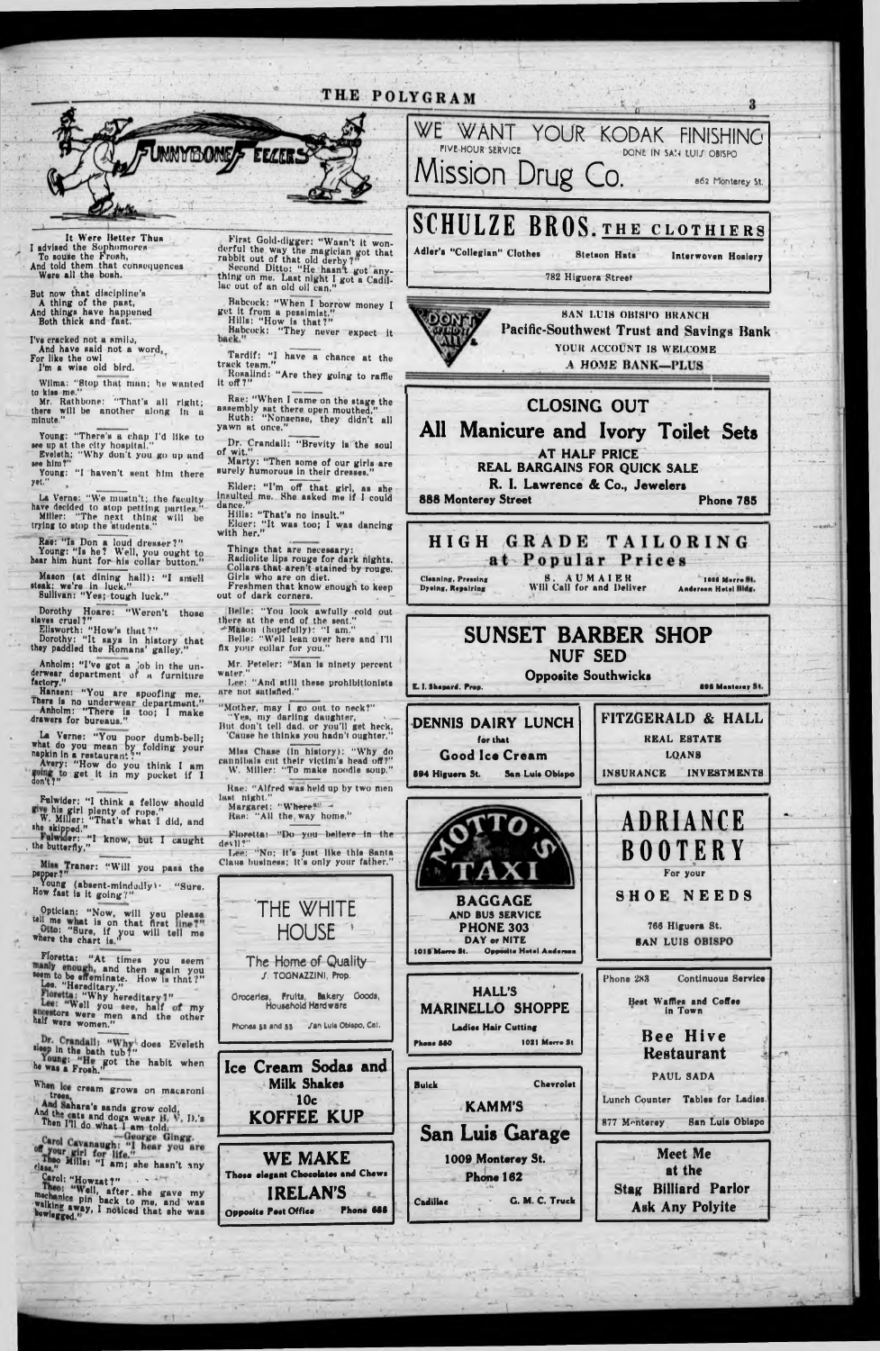# FUNNYBONE TEEZERS

**It Were Better Thus**

I advised the Sophomores
To souse the Frosh,
And told them that consequences
Were all the bosh.

But now that discipline's
A thing of the past,
And things have happened
Both thick and fast.

I've cracked not a smile,
And have said not a word,
For like the owl
I'm a wise old bird.

Wilma: "Stop that man; he wanted to kiss me."
Mr. Rathbone: "That's all right; there will be another along in a minute."

Young: "There's a chap I'd like to see up at the city hospital."
Eveleth: "Why don't you go up and see him?"
Young: "I haven't sent him there yet."

La Verne: "We mustn't; the faculty have decided to stop petting parties."
Miller: "The next thing will be trying to stop the students."

Rae: "Is Don a loud dresser?"
Young: "Is he? Well, you ought to hear him hunt for his collar button."

Mason (at dining hall): "I smell steak; we're in luck."
Sullivan: "Yes; tough luck."

Dorothy Hoare: "Weren't those slaves cruel?"
Ellsworth: "How's that?"
Dorothy: "It says in history that they paddled the Romans' galley."

Anholm: "I've got a job in the underwear department of a furniture factory."
Hansen: "You are spoofing me. There is no underwear department."
Anholm: "There is too; I make drawers for bureaus."

La Verne: "You poor dumb-bell; what do you mean by folding your napkin in a restaurant?"
Avery: "How do you think I am going to get it in my pocket if I don't?"

Fulwider: "I think a fellow should give his girl plenty of rope."
W. Miller: "That's what I did, and she skipped."
Fulwider: "I know, but I caught the butterfly."

Miss Traner: "Will you pass the pepper?"
Young (absent-mindedly): "Sure. How fast is it going?"

Optician: "Now, will you please tell me what is on that first line?"
Otto: "Sure, if you will tell me where the chart is."

Floretta: "At times you seem manly enough, and then again you seem to be effeminate. How is that?"
Lee: "Hereditary."
Floretta: "Why hereditary?"
Lee: "Well you see, half of my ancestors were men and the other half were women."

Dr. Crandall: "Why does Eveleth sleep in the bath tub?"
Young: "He got the habit when he was a Frosh."

When ice cream grows on macaroni trees,
And Sahara's sands grow cold,
And the cats and dogs wear B. V. D.'s
Then I'll do what I am told.
—George Gingg.

Carol Cavanaugh: "I hear you are off your girl for life."
Theo Mills: "I am; she hasn't any class."
Carol: "Howzat?"
Theo: "Well, after she gave my mechanics pin back to me, and was walking away, I noticed that she was bowlegged."

First Gold-digger: "Wasn't it wonderful the way the magician got that rabbit out of that old derby?"
Second Ditto: "He hasn't got anything on me. Last night I got a Cadillac out of an old oil can."

Babcock: "When I borrow money I get it from a pessimist."
Hills: "How is that?"
Babcock: "They never expect it back."

Tardif: "I have a chance at the track team."
Rosalind: "Are they going to raffle it off?"

Rae: "When I came on the stage the assembly sat there open mouthed."
Ruth: "Nonsense, they didn't all yawn at once."

Dr. Crandall: "Brevity is the soul of wit."
Marty: "Then some of our girls are surely humorous in their dresses."

Elder: "I'm off that girl, as she insulted me. She asked me if I could dance."
Hills: "That's no insult."
Elder: "It was too; I was dancing with her."

Things that are necessary:
Radiolite lips rouge for dark nights.
Collars that aren't stained by rouge.
Girls who are on diet.
Freshmen that know enough to keep out of dark corners.

Belle: "You look awfully cold out there at the end of the seat."
Mason (hopefully): "I am."
Belle: "Well lean over here and I'll fix your collar for you."

Mr. Peteler: "Man is ninety percent water."
Lee: "And still these prohibitionists are not satisfied."

"Mother, may I go out to neck?"
"Yes, my darling daughter,
But don't tell dad, or you'll get heck,
'Cause he thinks you hadn't oughter."

Miss Chase (in history): "Why do cannibals cut their victim's head off?"
W. Miller: "To make noodle soup."

Rae: "Alfred was held up by two men last night."
Margaret: "Where?"
Rae: "All the way home."

Floretta: "Do you believe in the devil?"
Lee: "No; it's just like this Santa Claus business; it's only your father."

---

**THE WHITE HOUSE**
The Home of Quality
J. TOGNAZZINI, Prop.
Groceries, Fruits, Bakery Goods, Household Hardware
Phones 55 and 55 — San Luis Obispo, Cal.

---

**Ice Cream Sodas and Milk Shakes**
10c
**KOFFEE KUP**

---

**WE MAKE**
Those elegant Chocolates and Chews
**IRELAN'S**
Opposite Post Office — Phone 688

---

**WE WANT YOUR KODAK FINISHING**
FIVE-HOUR SERVICE — DONE IN SAN LUIS OBISPO
**Mission Drug Co.**
862 Monterey St.

---

**SCHULZE BROS. THE CLOTHIERS**
Adler's "Collegian" Clothes — Stetson Hats — Interwoven Hosiery
782 Higuera Street

---

DON'T
SAN LUIS OBISPO BRANCH
**Pacific-Southwest Trust and Savings Bank**
YOUR ACCOUNT IS WELCOME
A HOME BANK—PLUS

---

**CLOSING OUT**
**All Manicure and Ivory Toilet Sets**
AT HALF PRICE
REAL BARGAINS FOR QUICK SALE
R. I. Lawrence & Co., Jewelers
888 Monterey Street — Phone 785

---

**HIGH GRADE TAILORING at Popular Prices**
Cleaning, Pressing, Dyeing, Repairing
S. AUMAIER
Will Call for and Deliver
1055 Morro St., Anderson Hotel Bldg.

---

**SUNSET BARBER SHOP**
**NUF SED**
Opposite Southwicks
E. I. Shepard, Prop. — 895 Monterey St.

---

**DENNIS DAIRY LUNCH**
for that
**Good Ice Cream**
894 Higuera St. — San Luis Obispo

---

**FITZGERALD & HALL**
REAL ESTATE
LOANS
INSURANCE — INVESTMENTS

---

**OTTO'S TAXI**
BAGGAGE AND BUS SERVICE
PHONE 303
DAY or NITE
1015 Morro St. — Opposite Hotel Anderson

---

**ADRIANCE BOOTERY**
For your
**SHOE NEEDS**
766 Higuera St.
SAN LUIS OBISPO

---

**HALL'S MARINELLO SHOPPE**
Ladies Hair Cutting
Phone 880 — 1031 Morro St

---

Phone 283 — Continuous Service
Best Waffles and Coffee in Town
**Bee Hive Restaurant**
PAUL SADA
Lunch Counter — Tables for Ladies
877 Monterey — San Luis Obispo

---

Buick — Chevrolet
KAMM'S
**San Luis Garage**
1009 Monterey St.
Phone 162
Cadillac — G. M. C. Truck

---

**Meet Me at the Stag Billiard Parlor**
**Ask Any Polyite**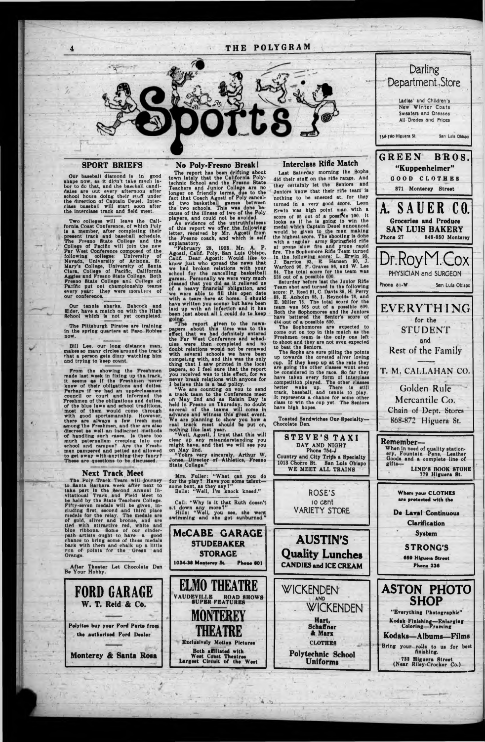# Sports

## SPORT BRIEFS

Our baseball diamond is in good shape now, as it didn't take much labor to do that, and the baseball candidates are out every afternoon after school hours doing their stuff under the direction of Captain Deuel. Interclass baseball will start soon after the interclass track and field meet.

Two colleges will leave the California Coast Conference, of which Poly is a member, after completing their present track and baseball schedule. The Fresno State College and the College of Pacific will join the new Far West Conference composed of the following colleges: University of Nevada, University of Arizona, St. Mary's College, University of Santa Clara, College of Pacific, California Aggies and Fresno State College. Both Fresno State College and College of Pacific put out championship teams every year; they were members of our conference.

Our tennis sharks, Babcock and Elder, have a match on with the High School which is not yet completed.

The Pittsburgh Pirates are training in the spring quarters at Paso Robles now.

Bill Lee, our long distance man, makes so many circles around the track that a person gets dizzy watching him and trying to keep count.

From the showing the Freshmen made last week in fixing up the track, it seems as if the Freshmen never knew of their obligations and duties. Perhaps if we had an upperclassmen council or court and informed the Freshmen of the obligations and duties, of the blue laws and school traditions, most of them would come through with good sportsmanship. However, there are always a few fresh men among the Freshmen, and ther are also discreet as well an indiscreet methods of handling such cases. Is there too much paternalism creeping into our school and campus? Are the Freshmen pampered and petted and allowed to get away with anything they fancy? These are questions to be discussed.

## Next Track Meet

The Poly Track Team will journey to Santa Barbara week after next to take part in the Second Annual Invitational Track and Field Meet to be held by the State Teachers College. Fifty-seven medals will be given, including first, second and third place medals for the relay. The medals are of gold, silver and bronze, and are tied with attractive red, white and blue ribbons. Some of our cinder-path artists ought to have a good chance to bring some of these medals back with them and chalk up a little run of points for the Green and Orange.

After Theater Let Chocolate Den Be Your Hobby.

## No Poly-Fresno Break!

The report has been drifting about town lately that the California Polytechnic School and the Fresno State Teachers and Junior College are no longer on friendly terms, due to the fact that Coach Agosti of Poly cancelled two basketball games between the two schools. This was done because of the illness of two of the Poly players, and could not be avoided.

As evidence of the untruthfulness of this report we offer the following letter, received by Mr. Agosti from the Fresno coach, and which is self explanatory.

"February 28, 1925. Mr. A. P. Agosti, Calif. Poly, San Luis Obispo, Calif. Dear Agosti: Would like to know just who spread the news that we had broken relations with your school for the cancelling basketball games. Personally we were very much pleased that you did as it relieved us of a heavy financial obligation, and we were able to fill this open date with a team here at home. I should have written you sooner but have been laid up with an infection and it has been just about all I could do to keep going.

"The report given to the newspapers about this time was to the effect that we had definitely entered the Far West Conference and schedules were then completed and no doubt relations would not be renewed with several schools we have been competing with, and this was the only thing that I saw printed in the local papers, so I feel sure that the report you received was to this effect, for we never break relations with anyone for I believe this is a bad policy.

"We are counting on you to send a track team to the Conference meet on May 2nd and as Raisin Day is held in Fresno on Thursday, no doubt several of the teams will come in advance and witness this great event. We are planning to show you how a real track meet should be put on, nothing like last year.

"Well, Agosti, I trust that this will clear up any misunderstanding you might have, and that we will see you on May 2nd.

"Yours very sincerely, Arthur W. Jones, Director of Athletics, Fresno State College."

Mrs. Fuller: "What can you do for the play? Have you some talent—some bent, as they say?"
Belle: "Well, I'm knock kneed."

Call: "Why is it that Ruth doesn't sit down any more?"
Hills: "Well, you see, she went swimming and she got sunburned."

## Interclass Rifle Match

Last Saturday morning the Sophs did their stuff on the rifle range. And they certainly let the Seniors and Juniors know that their rifle team is nothing to be sneezed at, for they turned in a very good score. Leon Erwin was high point man with a score of 95 out of a possible 100. It looks as if he is going to win the medal which Captain Deuel announced would be given to the man making the highest score. The shooting is done with a regular army Springfield rifle at prone slow fire and prone rapid fire. The Sophomore Rifle Team turned in the following score: L. Erwin 95, J. Barrios 93, E. Hansen 90, J. Warford 90, F. Graves 86, and W. Lee 84. The total score for the team was 538 out of a possible 600.

Saturday before last the Junior Rifle Team shot and turned in the following score: P. Reed 91, C. Davis 88, H. Perry 88, E. Anholm 85, I. Reynolds 78, and E. Miller 75. The total score for the team was 505 out of a possible 609. Both the Sophomores and the Juniors have battered the Senior's score of 484 out of a possible 600.

The Sophomores are expected to come out on top in this match as the Freshmen team is the only one left to shoot and they are not even expected to beat the Seniors.

The Sophs are sure piling the points up towards the coveted silver loving cup. If they keep up at the rate they are going the other classes wont even be considered in the race. So far they have taken every form of interclass competition played. The other classes better wake up. There is still track, baseball, and tennis to play. It represents a chance for some other class to win the cup yet. The Seniors have high hopes.

Toasted Sandwiches Our Specialty—Chocolate Den.

---

**Darling Department Store**
Ladies' and Children's New Winter Coats Sweaters and Dresses All Grades and Prices
756-760 Higuera St. San Luis Obispo

**GREEN BROS.**
"Kuppenheimer"
GOOD CLOTHES
871 Monterey Street

**A. SAUER CO.**
Groceries and Produce
SAN LUIS BAKERY
Phone 27 848-850 Monterey

**Dr. Roy M. Cox**
PHYSICIAN and SURGEON
Phone 81-W San Luis Obispo

**EVERYTHING** for the **STUDENT** and **Rest of the Family**
T. M. CALLAHAN CO.
Golden Rule Mercantile Co.
Chain of Dept. Stores
868-872 Higuera St.

**Remember—**
When in need of quality stationery, Fountain Pens, Leather Goods and a complete line of gifts—
LIND'S BOOK STORE
779 Higuera St.

**Where your CLOTHES are protected with the**
De Laval Continuous Clarification System
STRONG'S
659 Higuera Street
Phone 236

**ASTON PHOTO SHOP**
"Everything Photographic"
Kodak Finishing—Enlarging Coloring—Framing
Kodaks—Albums—Films
Bring your rolls to us for best finishing.
733 Higuera Street
(Near Riley-Crocker Co.)

**STEVE'S TAXI**
DAY AND NIGHT
Phone 754-J
Country and City Trips a Specialty
1013 Chorro St. San Luis Obispo
WE MEET ALL TRAINS

**ROSE'S**
10 cent VARIETY STORE

**AUSTIN'S**
Quality Lunches
CANDIES and ICE CREAM

**WICKENDEN AND WICKENDEN**
Hart, Schaffner & Marx
CLOTHES
Polytechnic School Uniforms

**McCABE GARAGE**
STUDEBAKER
STORAGE
1034-38 Monterey St. Phone 801

**ELMO THEATRE**
VAUDEVILLE ROAD SHOWS
SUPER FEATURES
**MONTEREY THEATRE**
Exclusively Motion Pictures
Both affiliated with West Coast Theatres
Largest Circuit of the West

**FORD GARAGE**
W. T. Reid & Co.
Polyites buy your Ford Parts from the authorized Ford Dealer
Monterey & Santa Rosa